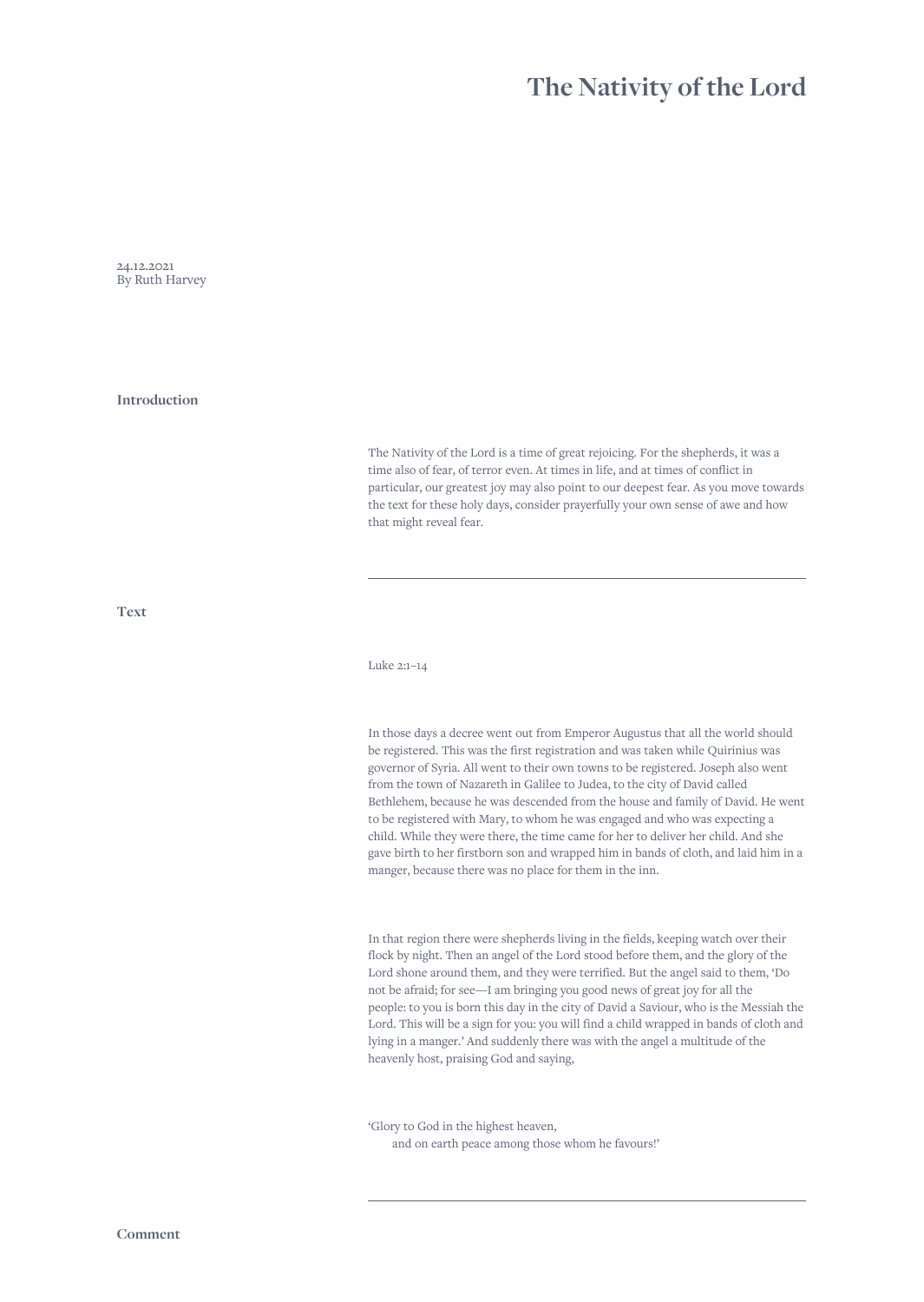# The Nativity of the Lord

24.12.2021
By Ruth Harvey

## Introduction

The Nativity of the Lord is a time of great rejoicing. For the shepherds, it was a time also of fear, of terror even. At times in life, and at times of conflict in particular, our greatest joy may also point to our deepest fear. As you move towards the text for these holy days, consider prayerfully your own sense of awe and how that might reveal fear.

---

## Text

Luke 2:1–14

In those days a decree went out from Emperor Augustus that all the world should be registered. This was the first registration and was taken while Quirinius was governor of Syria. All went to their own towns to be registered. Joseph also went from the town of Nazareth in Galilee to Judea, to the city of David called Bethlehem, because he was descended from the house and family of David. He went to be registered with Mary, to whom he was engaged and who was expecting a child. While they were there, the time came for her to deliver her child. And she gave birth to her firstborn son and wrapped him in bands of cloth, and laid him in a manger, because there was no place for them in the inn.

In that region there were shepherds living in the fields, keeping watch over their flock by night. Then an angel of the Lord stood before them, and the glory of the Lord shone around them, and they were terrified. But the angel said to them, 'Do not be afraid; for see—I am bringing you good news of great joy for all the people: to you is born this day in the city of David a Saviour, who is the Messiah the Lord. This will be a sign for you: you will find a child wrapped in bands of cloth and lying in a manger.' And suddenly there was with the angel a multitude of the heavenly host, praising God and saying,

'Glory to God in the highest heaven,
    and on earth peace among those whom he favours!'

---

## Comment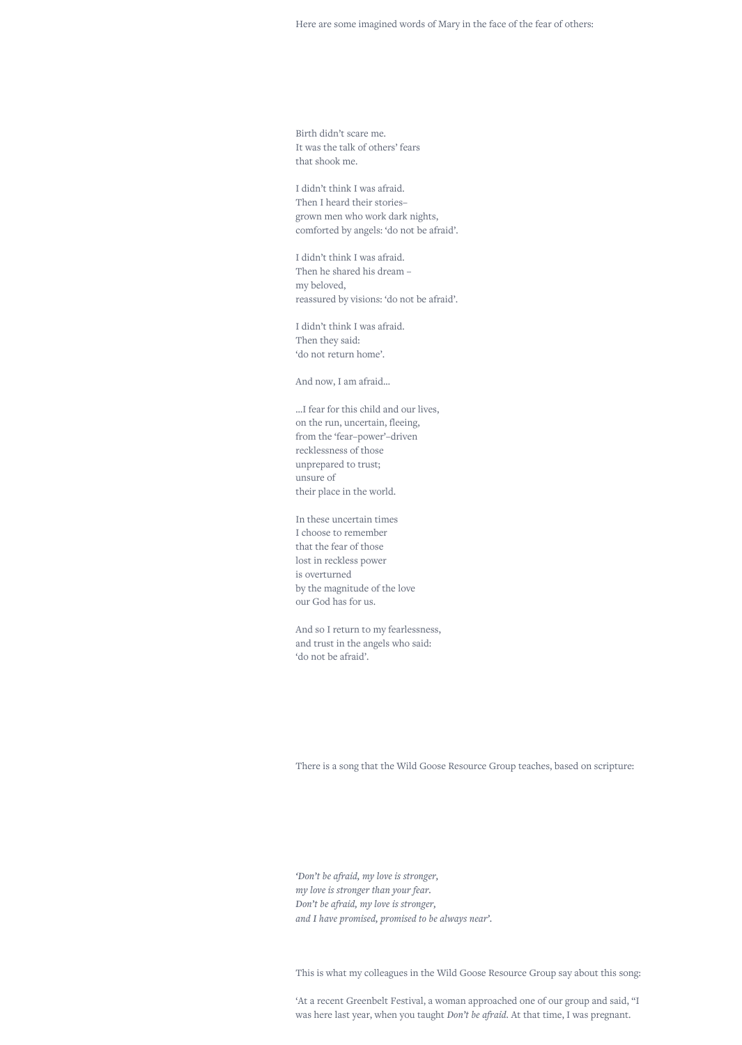Here are some imagined words of Mary in the face of the fear of others:

Birth didn't scare me.  
It was the talk of others' fears  
that shook me.

I didn't think I was afraid.  
Then I heard their stories–  
grown men who work dark nights,  
comforted by angels: 'do not be afraid'.

I didn't think I was afraid.  
Then he shared his dream –  
my beloved,  
reassured by visions: 'do not be afraid'.

I didn't think I was afraid.  
Then they said:  
'do not return home'.

And now, I am afraid…

…I fear for this child and our lives,  
on the run, uncertain, fleeing,  
from the 'fear–power'–driven  
recklessness of those  
unprepared to trust;  
unsure of  
their place in the world.

In these uncertain times  
I choose to remember  
that the fear of those  
lost in reckless power  
is overturned  
by the magnitude of the love  
our God has for us.

And so I return to my fearlessness,  
and trust in the angels who said:  
'do not be afraid'.

There is a song that the Wild Goose Resource Group teaches, based on scripture:

*'Don't be afraid, my love is stronger,*  
*my love is stronger than your fear.*  
*Don't be afraid, my love is stronger,*  
*and I have promised, promised to be always near'.*

This is what my colleagues in the Wild Goose Resource Group say about this song:

'At a recent Greenbelt Festival, a woman approached one of our group and said, "I was here last year, when you taught *Don't be afraid.* At that time, I was pregnant.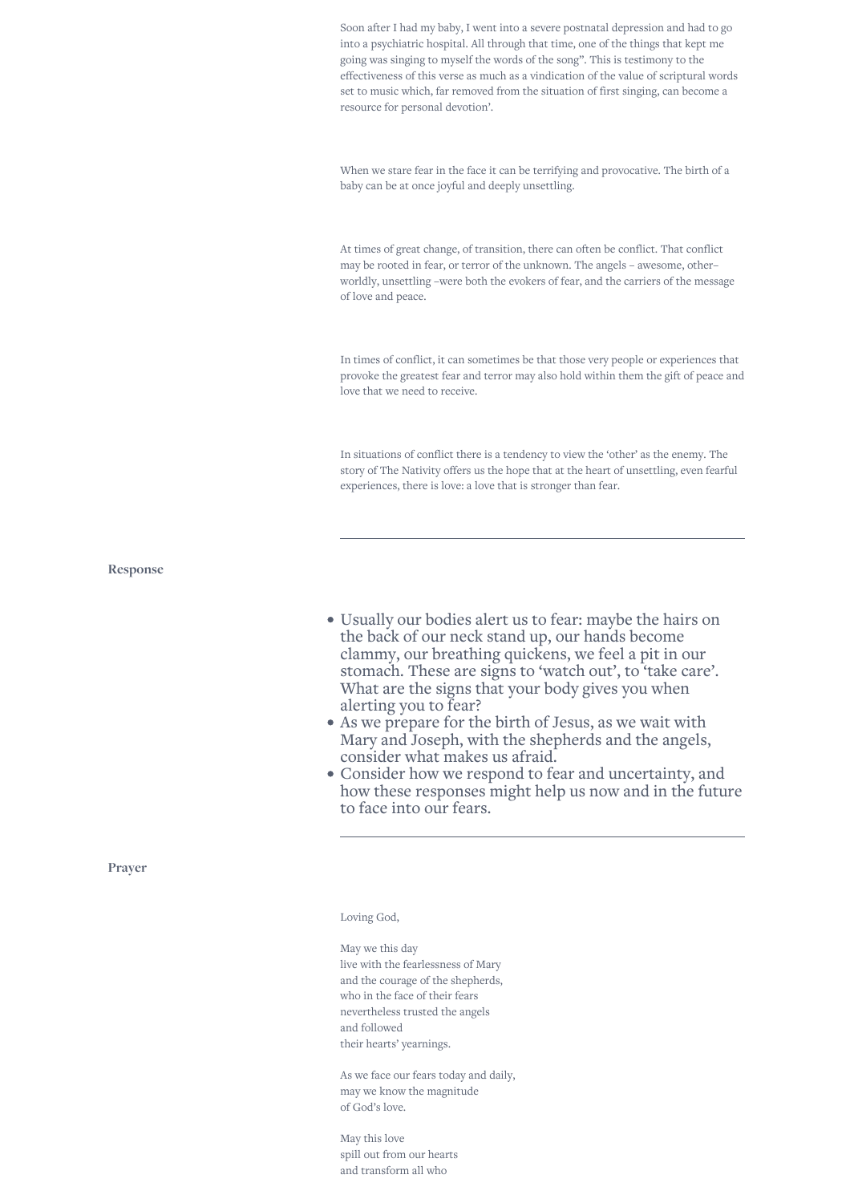Soon after I had my baby, I went into a severe postnatal depression and had to go into a psychiatric hospital. All through that time, one of the things that kept me going was singing to myself the words of the song". This is testimony to the effectiveness of this verse as much as a vindication of the value of scriptural words set to music which, far removed from the situation of first singing, can become a resource for personal devotion'.

When we stare fear in the face it can be terrifying and provocative. The birth of a baby can be at once joyful and deeply unsettling.

At times of great change, of transition, there can often be conflict. That conflict may be rooted in fear, or terror of the unknown. The angels – awesome, other–worldly, unsettling –were both the evokers of fear, and the carriers of the message of love and peace.

In times of conflict, it can sometimes be that those very people or experiences that provoke the greatest fear and terror may also hold within them the gift of peace and love that we need to receive.

In situations of conflict there is a tendency to view the 'other' as the enemy. The story of The Nativity offers us the hope that at the heart of unsettling, even fearful experiences, there is love: a love that is stronger than fear.

---

**Response**

- Usually our bodies alert us to fear: maybe the hairs on the back of our neck stand up, our hands become clammy, our breathing quickens, we feel a pit in our stomach. These are signs to 'watch out', to 'take care'. What are the signs that your body gives you when alerting you to fear?
- As we prepare for the birth of Jesus, as we wait with Mary and Joseph, with the shepherds and the angels, consider what makes us afraid.
- Consider how we respond to fear and uncertainty, and how these responses might help us now and in the future to face into our fears.

---

**Prayer**

Loving God,

May we this day  
live with the fearlessness of Mary  
and the courage of the shepherds,  
who in the face of their fears  
nevertheless trusted the angels  
and followed  
their hearts' yearnings.

As we face our fears today and daily,  
may we know the magnitude  
of God's love.

May this love  
spill out from our hearts  
and transform all who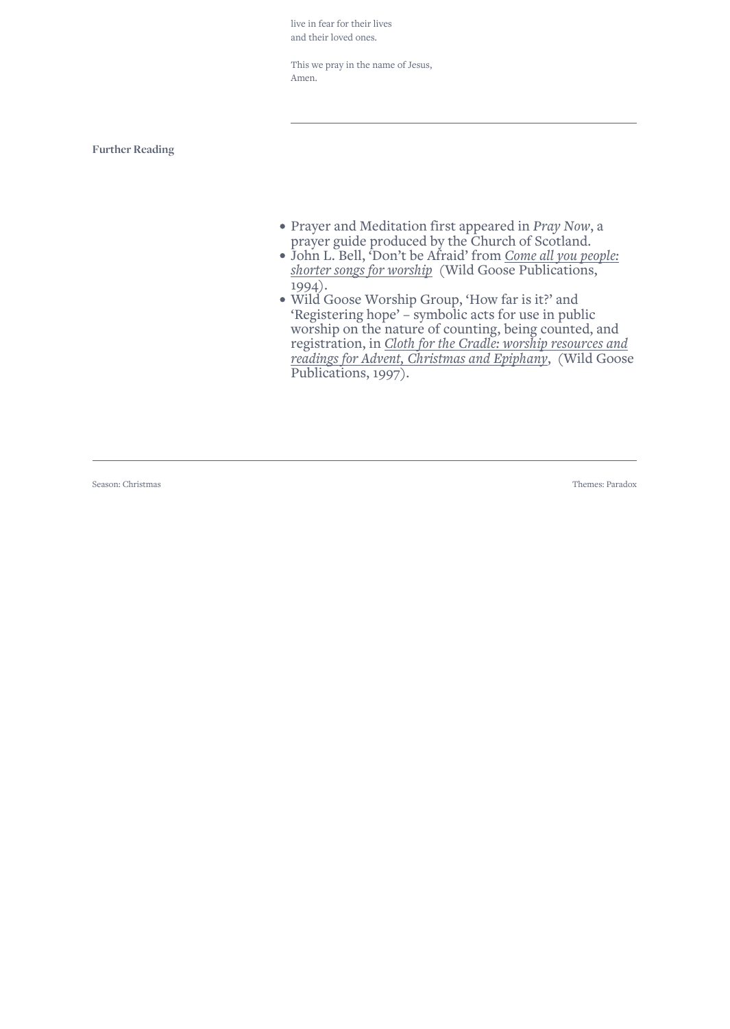live in fear for their lives
and their loved ones.

This we pray in the name of Jesus,
Amen.

---

**Further Reading**

- Prayer and Meditation first appeared in *Pray Now*, a prayer guide produced by the Church of Scotland.
- John L. Bell, ‘Don’t be Afraid’ from *Come all you people: shorter songs for worship* (Wild Goose Publications, 1994).
- Wild Goose Worship Group, ‘How far is it?’ and ‘Registering hope’ – symbolic acts for use in public worship on the nature of counting, being counted, and registration, in *Cloth for the Cradle: worship resources and readings for Advent, Christmas and Epiphany*, (Wild Goose Publications, 1997).

---

Season: Christmas

Themes: Paradox